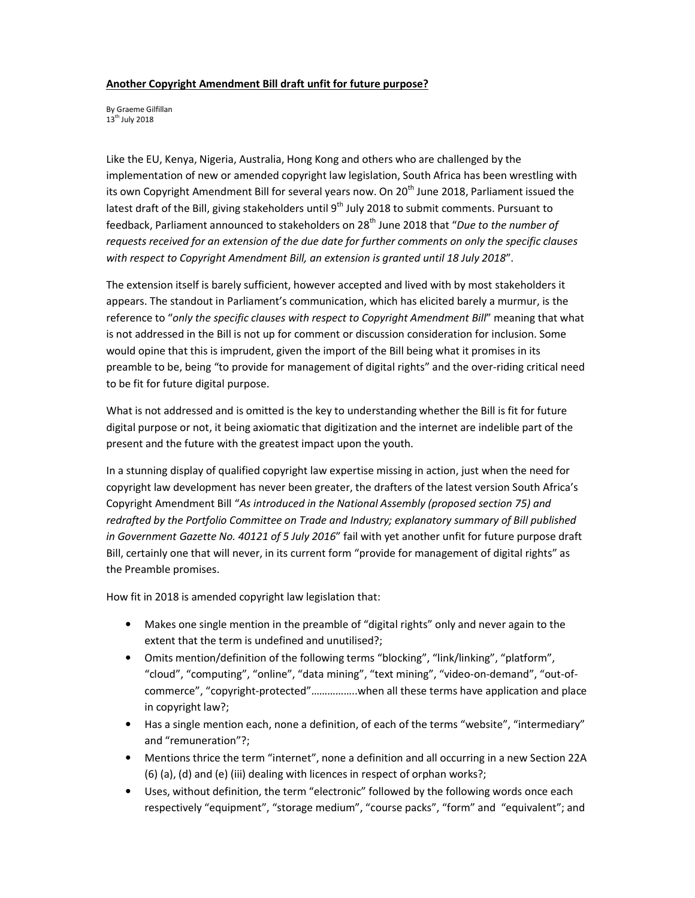**Another Copyright Amendment Bill draft unfit for future purpose?**

By Graeme Gilfillan
13th July 2018

Like the EU, Kenya, Nigeria, Australia, Hong Kong and others who are challenged by the implementation of new or amended copyright law legislation, South Africa has been wrestling with its own Copyright Amendment Bill for several years now. On 20th June 2018, Parliament issued the latest draft of the Bill, giving stakeholders until 9th July 2018 to submit comments. Pursuant to feedback, Parliament announced to stakeholders on 28th June 2018 that "*Due to the number of requests received for an extension of the due date for further comments on only the specific clauses with respect to Copyright Amendment Bill, an extension is granted until 18 July 2018*".

The extension itself is barely sufficient, however accepted and lived with by most stakeholders it appears. The standout in Parliament's communication, which has elicited barely a murmur, is the reference to "*only the specific clauses with respect to Copyright Amendment Bill*" meaning that what is not addressed in the Bill is not up for comment or discussion consideration for inclusion. Some would opine that this is imprudent, given the import of the Bill being what it promises in its preamble to be, being "to provide for management of digital rights" and the over-riding critical need to be fit for future digital purpose.

What is not addressed and is omitted is the key to understanding whether the Bill is fit for future digital purpose or not, it being axiomatic that digitization and the internet are indelible part of the present and the future with the greatest impact upon the youth.

In a stunning display of qualified copyright law expertise missing in action, just when the need for copyright law development has never been greater, the drafters of the latest version South Africa's Copyright Amendment Bill "*As introduced in the National Assembly (proposed section 75) and redrafted by the Portfolio Committee on Trade and Industry; explanatory summary of Bill published in Government Gazette No. 40121 of 5 July 2016*" fail with yet another unfit for future purpose draft Bill, certainly one that will never, in its current form "provide for management of digital rights" as the Preamble promises.

How fit in 2018 is amended copyright law legislation that:

- Makes one single mention in the preamble of "digital rights" only and never again to the extent that the term is undefined and unutilised?;
- Omits mention/definition of the following terms "blocking", "link/linking", "platform", "cloud", "computing", "online", "data mining", "text mining", "video-on-demand", "out-of-commerce", "copyright-protected"……………..when all these terms have application and place in copyright law?;
- Has a single mention each, none a definition, of each of the terms "website", "intermediary" and "remuneration"?;
- Mentions thrice the term "internet", none a definition and all occurring in a new Section 22A (6) (a), (d) and (e) (iii) dealing with licences in respect of orphan works?;
- Uses, without definition, the term "electronic" followed by the following words once each respectively "equipment", "storage medium", "course packs", "form" and "equivalent"; and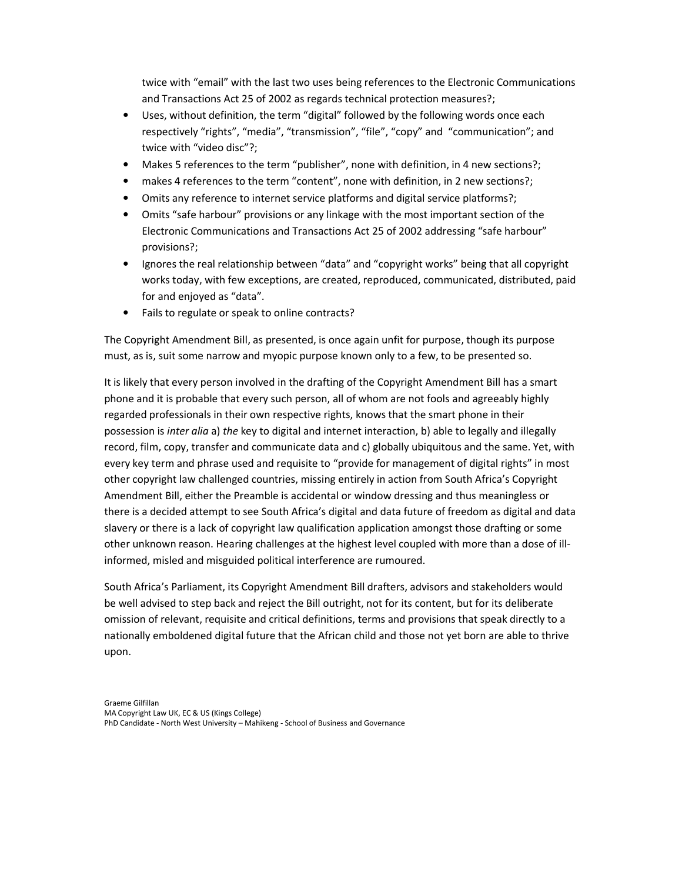twice with "email" with the last two uses being references to the Electronic Communications and Transactions Act 25 of 2002 as regards technical protection measures?;

- Uses, without definition, the term "digital" followed by the following words once each respectively "rights", "media", "transmission", "file", "copy" and "communication"; and twice with "video disc"?;
- Makes 5 references to the term "publisher", none with definition, in 4 new sections?;
- makes 4 references to the term "content", none with definition, in 2 new sections?;
- Omits any reference to internet service platforms and digital service platforms?;
- Omits "safe harbour" provisions or any linkage with the most important section of the Electronic Communications and Transactions Act 25 of 2002 addressing "safe harbour" provisions?;
- Ignores the real relationship between "data" and "copyright works" being that all copyright works today, with few exceptions, are created, reproduced, communicated, distributed, paid for and enjoyed as "data".
- Fails to regulate or speak to online contracts?

The Copyright Amendment Bill, as presented, is once again unfit for purpose, though its purpose must, as is, suit some narrow and myopic purpose known only to a few, to be presented so.

It is likely that every person involved in the drafting of the Copyright Amendment Bill has a smart phone and it is probable that every such person, all of whom are not fools and agreeably highly regarded professionals in their own respective rights, knows that the smart phone in their possession is *inter alia* a) *the* key to digital and internet interaction, b) able to legally and illegally record, film, copy, transfer and communicate data and c) globally ubiquitous and the same. Yet, with every key term and phrase used and requisite to "provide for management of digital rights" in most other copyright law challenged countries, missing entirely in action from South Africa's Copyright Amendment Bill, either the Preamble is accidental or window dressing and thus meaningless or there is a decided attempt to see South Africa's digital and data future of freedom as digital and data slavery or there is a lack of copyright law qualification application amongst those drafting or some other unknown reason. Hearing challenges at the highest level coupled with more than a dose of ill-informed, misled and misguided political interference are rumoured.

South Africa's Parliament, its Copyright Amendment Bill drafters, advisors and stakeholders would be well advised to step back and reject the Bill outright, not for its content, but for its deliberate omission of relevant, requisite and critical definitions, terms and provisions that speak directly to a nationally emboldened digital future that the African child and those not yet born are able to thrive upon.

Graeme Gilfillan
MA Copyright Law UK, EC & US (Kings College)
PhD Candidate - North West University – Mahikeng - School of Business and Governance